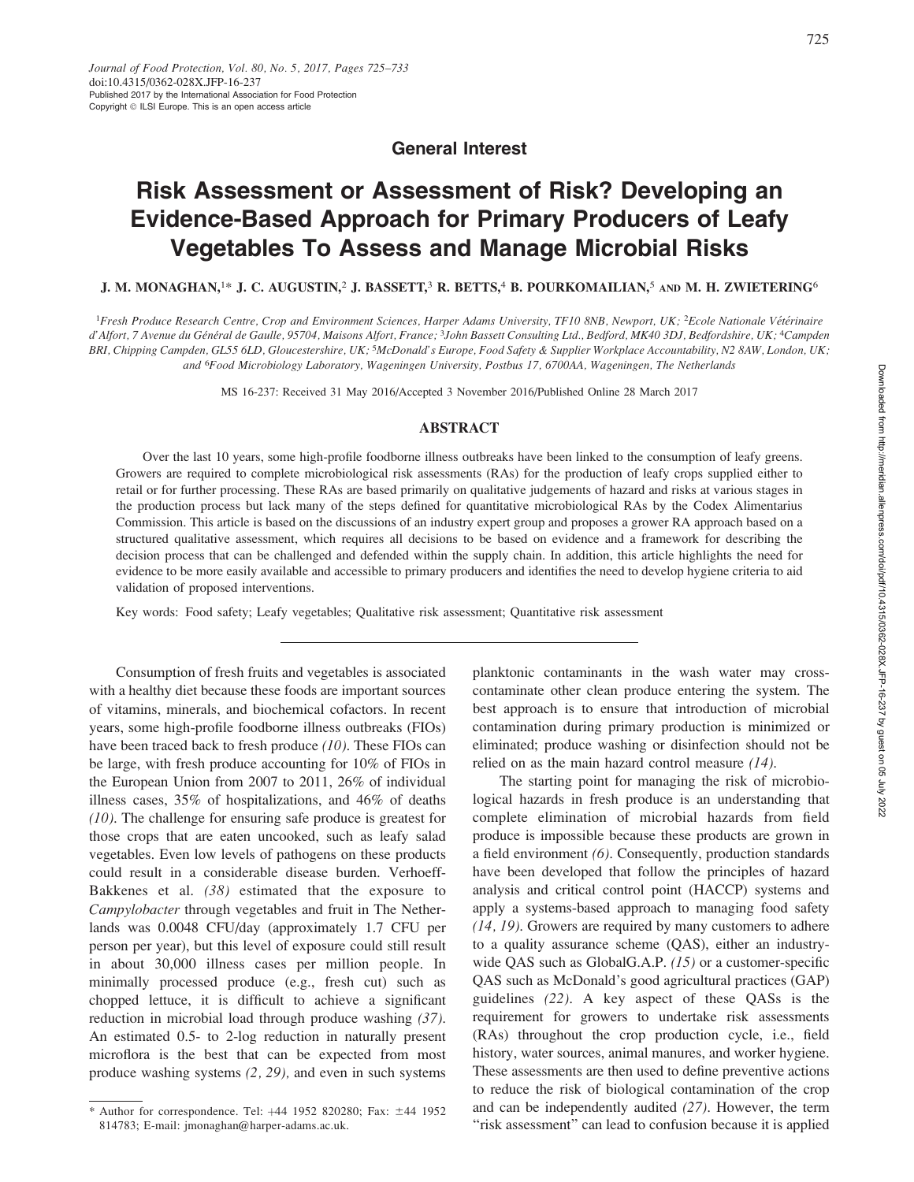Journal of Food Protection, Vol. 80, No. 5, 2017, Pages 725–733
doi:10.4315/0362-028X.JFP-16-237
Published 2017 by the International Association for Food Protection
Copyright © ILSI Europe. This is an open access article

**General Interest**

# Risk Assessment or Assessment of Risk? Developing an Evidence-Based Approach for Primary Producers of Leafy Vegetables To Assess and Manage Microbial Risks

**J. M. MONAGHAN,[1]* J. C. AUGUSTIN,[2] J. BASSETT,[3] R. BETTS,[4] B. POURKOMAILIAN,[5] AND M. H. ZWIETERING[6]**

[1]*Fresh Produce Research Centre, Crop and Environment Sciences, Harper Adams University, TF10 8NB, Newport, UK;* [2]*Ecole Nationale Vétérinaire d'Alfort, 7 Avenue du Général de Gaulle, 95704, Maisons Alfort, France;* [3]*John Bassett Consulting Ltd., Bedford, MK40 3DJ, Bedfordshire, UK;* [4]*Campden BRI, Chipping Campden, GL55 6LD, Gloucestershire, UK;* [5]*McDonald's Europe, Food Safety & Supplier Workplace Accountability, N2 8AW, London, UK; and* [6]*Food Microbiology Laboratory, Wageningen University, Postbus 17, 6700AA, Wageningen, The Netherlands*

MS 16-237: Received 31 May 2016/Accepted 3 November 2016/Published Online 28 March 2017

## ABSTRACT

Over the last 10 years, some high-profile foodborne illness outbreaks have been linked to the consumption of leafy greens. Growers are required to complete microbiological risk assessments (RAs) for the production of leafy crops supplied either to retail or for further processing. These RAs are based primarily on qualitative judgements of hazard and risks at various stages in the production process but lack many of the steps defined for quantitative microbiological RAs by the Codex Alimentarius Commission. This article is based on the discussions of an industry expert group and proposes a grower RA approach based on a structured qualitative assessment, which requires all decisions to be based on evidence and a framework for describing the decision process that can be challenged and defended within the supply chain. In addition, this article highlights the need for evidence to be more easily available and accessible to primary producers and identifies the need to develop hygiene criteria to aid validation of proposed interventions.

Key words: Food safety; Leafy vegetables; Qualitative risk assessment; Quantitative risk assessment

---

Consumption of fresh fruits and vegetables is associated with a healthy diet because these foods are important sources of vitamins, minerals, and biochemical cofactors. In recent years, some high-profile foodborne illness outbreaks (FIOs) have been traced back to fresh produce *(10)*. These FIOs can be large, with fresh produce accounting for 10% of FIOs in the European Union from 2007 to 2011, 26% of individual illness cases, 35% of hospitalizations, and 46% of deaths *(10)*. The challenge for ensuring safe produce is greatest for those crops that are eaten uncooked, such as leafy salad vegetables. Even low levels of pathogens on these products could result in a considerable disease burden. Verhoeff-Bakkenes et al. *(38)* estimated that the exposure to *Campylobacter* through vegetables and fruit in The Netherlands was 0.0048 CFU/day (approximately 1.7 CFU per person per year), but this level of exposure could still result in about 30,000 illness cases per million people. In minimally processed produce (e.g., fresh cut) such as chopped lettuce, it is difficult to achieve a significant reduction in microbial load through produce washing *(37)*. An estimated 0.5- to 2-log reduction in naturally present microflora is the best that can be expected from most produce washing systems *(2, 29),* and even in such systems planktonic contaminants in the wash water may cross-contaminate other clean produce entering the system. The best approach is to ensure that introduction of microbial contamination during primary production is minimized or eliminated; produce washing or disinfection should not be relied on as the main hazard control measure *(14)*.

The starting point for managing the risk of microbiological hazards in fresh produce is an understanding that complete elimination of microbial hazards from field produce is impossible because these products are grown in a field environment *(6)*. Consequently, production standards have been developed that follow the principles of hazard analysis and critical control point (HACCP) systems and apply a systems-based approach to managing food safety *(14, 19)*. Growers are required by many customers to adhere to a quality assurance scheme (QAS), either an industry-wide QAS such as GlobalG.A.P. *(15)* or a customer-specific QAS such as McDonald's good agricultural practices (GAP) guidelines *(22)*. A key aspect of these QASs is the requirement for growers to undertake risk assessments (RAs) throughout the crop production cycle, i.e., field history, water sources, animal manures, and worker hygiene. These assessments are then used to define preventive actions to reduce the risk of biological contamination of the crop and can be independently audited *(27)*. However, the term "risk assessment" can lead to confusion because it is applied

\* Author for correspondence. Tel: +44 1952 820280; Fax: ±44 1952 814783; E-mail: jmonaghan@harper-adams.ac.uk.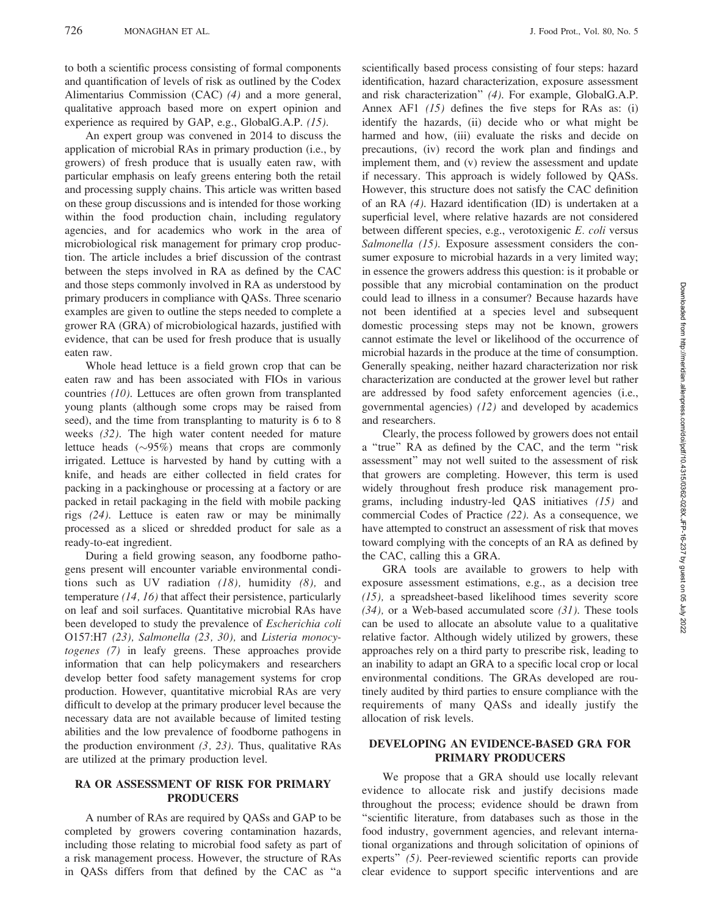to both a scientific process consisting of formal components and quantification of levels of risk as outlined by the Codex Alimentarius Commission (CAC) *(4)* and a more general, qualitative approach based more on expert opinion and experience as required by GAP, e.g., GlobalG.A.P. *(15)*.

An expert group was convened in 2014 to discuss the application of microbial RAs in primary production (i.e., by growers) of fresh produce that is usually eaten raw, with particular emphasis on leafy greens entering both the retail and processing supply chains. This article was written based on these group discussions and is intended for those working within the food production chain, including regulatory agencies, and for academics who work in the area of microbiological risk management for primary crop production. The article includes a brief discussion of the contrast between the steps involved in RA as defined by the CAC and those steps commonly involved in RA as understood by primary producers in compliance with QASs. Three scenario examples are given to outline the steps needed to complete a grower RA (GRA) of microbiological hazards, justified with evidence, that can be used for fresh produce that is usually eaten raw.

Whole head lettuce is a field grown crop that can be eaten raw and has been associated with FIOs in various countries *(10)*. Lettuces are often grown from transplanted young plants (although some crops may be raised from seed), and the time from transplanting to maturity is 6 to 8 weeks *(32)*. The high water content needed for mature lettuce heads (~95%) means that crops are commonly irrigated. Lettuce is harvested by hand by cutting with a knife, and heads are either collected in field crates for packing in a packinghouse or processing at a factory or are packed in retail packaging in the field with mobile packing rigs *(24)*. Lettuce is eaten raw or may be minimally processed as a sliced or shredded product for sale as a ready-to-eat ingredient.

During a field growing season, any foodborne pathogens present will encounter variable environmental conditions such as UV radiation *(18)*, humidity *(8)*, and temperature *(14, 16)* that affect their persistence, particularly on leaf and soil surfaces. Quantitative microbial RAs have been developed to study the prevalence of *Escherichia coli* O157:H7 *(23)*, *Salmonella (23, 30)*, and *Listeria monocytogenes (7)* in leafy greens. These approaches provide information that can help policymakers and researchers develop better food safety management systems for crop production. However, quantitative microbial RAs are very difficult to develop at the primary producer level because the necessary data are not available because of limited testing abilities and the low prevalence of foodborne pathogens in the production environment *(3, 23)*. Thus, qualitative RAs are utilized at the primary production level.

## RA OR ASSESSMENT OF RISK FOR PRIMARY PRODUCERS

A number of RAs are required by QASs and GAP to be completed by growers covering contamination hazards, including those relating to microbial food safety as part of a risk management process. However, the structure of RAs in QASs differs from that defined by the CAC as "a scientifically based process consisting of four steps: hazard identification, hazard characterization, exposure assessment and risk characterization" *(4)*. For example, GlobalG.A.P. Annex AF1 *(15)* defines the five steps for RAs as: (i) identify the hazards, (ii) decide who or what might be harmed and how, (iii) evaluate the risks and decide on precautions, (iv) record the work plan and findings and implement them, and (v) review the assessment and update if necessary. This approach is widely followed by QASs. However, this structure does not satisfy the CAC definition of an RA *(4)*. Hazard identification (ID) is undertaken at a superficial level, where relative hazards are not considered between different species, e.g., verotoxigenic *E. coli* versus *Salmonella (15)*. Exposure assessment considers the consumer exposure to microbial hazards in a very limited way; in essence the growers address this question: is it probable or possible that any microbial contamination on the product could lead to illness in a consumer? Because hazards have not been identified at a species level and subsequent domestic processing steps may not be known, growers cannot estimate the level or likelihood of the occurrence of microbial hazards in the produce at the time of consumption. Generally speaking, neither hazard characterization nor risk characterization are conducted at the grower level but rather are addressed by food safety enforcement agencies (i.e., governmental agencies) *(12)* and developed by academics and researchers.

Clearly, the process followed by growers does not entail a "true" RA as defined by the CAC, and the term "risk assessment" may not well suited to the assessment of risk that growers are completing. However, this term is used widely throughout fresh produce risk management programs, including industry-led QAS initiatives *(15)* and commercial Codes of Practice *(22)*. As a consequence, we have attempted to construct an assessment of risk that moves toward complying with the concepts of an RA as defined by the CAC, calling this a GRA.

GRA tools are available to growers to help with exposure assessment estimations, e.g., as a decision tree *(15)*, a spreadsheet-based likelihood times severity score *(34)*, or a Web-based accumulated score *(31)*. These tools can be used to allocate an absolute value to a qualitative relative factor. Although widely utilized by growers, these approaches rely on a third party to prescribe risk, leading to an inability to adapt an GRA to a specific local crop or local environmental conditions. The GRAs developed are routinely audited by third parties to ensure compliance with the requirements of many QASs and ideally justify the allocation of risk levels.

## DEVELOPING AN EVIDENCE-BASED GRA FOR PRIMARY PRODUCERS

We propose that a GRA should use locally relevant evidence to allocate risk and justify decisions made throughout the process; evidence should be drawn from "scientific literature, from databases such as those in the food industry, government agencies, and relevant international organizations and through solicitation of opinions of experts" *(5)*. Peer-reviewed scientific reports can provide clear evidence to support specific interventions and are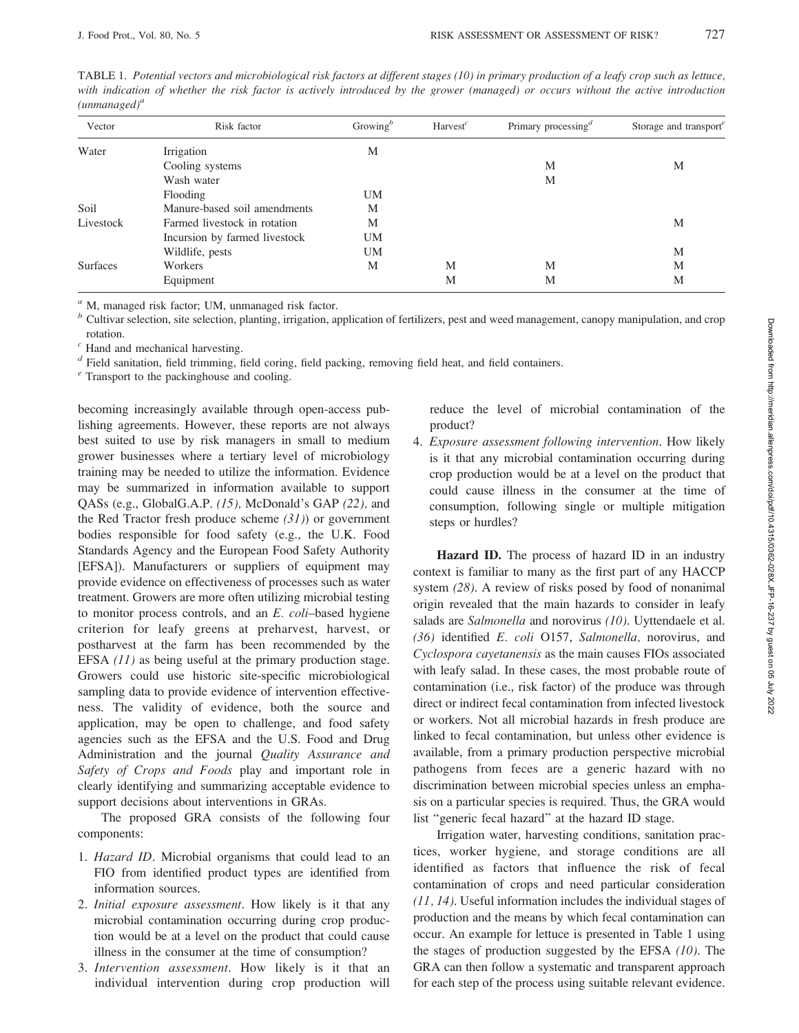TABLE 1. *Potential vectors and microbiological risk factors at different stages (10) in primary production of a leafy crop such as lettuce, with indication of whether the risk factor is actively introduced by the grower (managed) or occurs without the active introduction (unmanaged)*[a]

| Vector | Risk factor | Growing[b] | Harvest[c] | Primary processing[d] | Storage and transport[e] |
|---|---|---|---|---|---|
| Water | Irrigation | M | | | |
| | Cooling systems | | | M | M |
| | Wash water | | | M | |
| | Flooding | UM | | | |
| Soil | Manure-based soil amendments | M | | | |
| Livestock | Farmed livestock in rotation | M | | | M |
| | Incursion by farmed livestock | UM | | | |
| | Wildlife, pests | UM | | | M |
| Surfaces | Workers | M | M | M | M |
| | Equipment | | M | M | M |

[a] M, managed risk factor; UM, unmanaged risk factor.

[b] Cultivar selection, site selection, planting, irrigation, application of fertilizers, pest and weed management, canopy manipulation, and crop rotation.

[c] Hand and mechanical harvesting.

[d] Field sanitation, field trimming, field coring, field packing, removing field heat, and field containers.

[e] Transport to the packinghouse and cooling.

becoming increasingly available through open-access publishing agreements. However, these reports are not always best suited to use by risk managers in small to medium grower businesses where a tertiary level of microbiology training may be needed to utilize the information. Evidence may be summarized in information available to support QASs (e.g., GlobalG.A.P. *(15),* McDonald's GAP *(22),* and the Red Tractor fresh produce scheme *(31)*) or government bodies responsible for food safety (e.g., the U.K. Food Standards Agency and the European Food Safety Authority [EFSA]). Manufacturers or suppliers of equipment may provide evidence on effectiveness of processes such as water treatment. Growers are more often utilizing microbial testing to monitor process controls, and an *E. coli*–based hygiene criterion for leafy greens at preharvest, harvest, or postharvest at the farm has been recommended by the EFSA *(11)* as being useful at the primary production stage. Growers could use historic site-specific microbiological sampling data to provide evidence of intervention effectiveness. The validity of evidence, both the source and application, may be open to challenge, and food safety agencies such as the EFSA and the U.S. Food and Drug Administration and the journal *Quality Assurance and Safety of Crops and Foods* play and important role in clearly identifying and summarizing acceptable evidence to support decisions about interventions in GRAs.

The proposed GRA consists of the following four components:

1. *Hazard ID*. Microbial organisms that could lead to an FIO from identified product types are identified from information sources.
2. *Initial exposure assessment*. How likely is it that any microbial contamination occurring during crop production would be at a level on the product that could cause illness in the consumer at the time of consumption?
3. *Intervention assessment*. How likely is it that an individual intervention during crop production will reduce the level of microbial contamination of the product?
4. *Exposure assessment following intervention*. How likely is it that any microbial contamination occurring during crop production would be at a level on the product that could cause illness in the consumer at the time of consumption, following single or multiple mitigation steps or hurdles?

**Hazard ID.** The process of hazard ID in an industry context is familiar to many as the first part of any HACCP system *(28)*. A review of risks posed by food of nonanimal origin revealed that the main hazards to consider in leafy salads are *Salmonella* and norovirus *(10)*. Uyttendaele et al. *(36)* identified *E. coli* O157, *Salmonella,* norovirus, and *Cyclospora cayetanensis* as the main causes FIOs associated with leafy salad. In these cases, the most probable route of contamination (i.e., risk factor) of the produce was through direct or indirect fecal contamination from infected livestock or workers. Not all microbial hazards in fresh produce are linked to fecal contamination, but unless other evidence is available, from a primary production perspective microbial pathogens from feces are a generic hazard with no discrimination between microbial species unless an emphasis on a particular species is required. Thus, the GRA would list "generic fecal hazard" at the hazard ID stage.

Irrigation water, harvesting conditions, sanitation practices, worker hygiene, and storage conditions are all identified as factors that influence the risk of fecal contamination of crops and need particular consideration *(11, 14)*. Useful information includes the individual stages of production and the means by which fecal contamination can occur. An example for lettuce is presented in Table 1 using the stages of production suggested by the EFSA *(10)*. The GRA can then follow a systematic and transparent approach for each step of the process using suitable relevant evidence.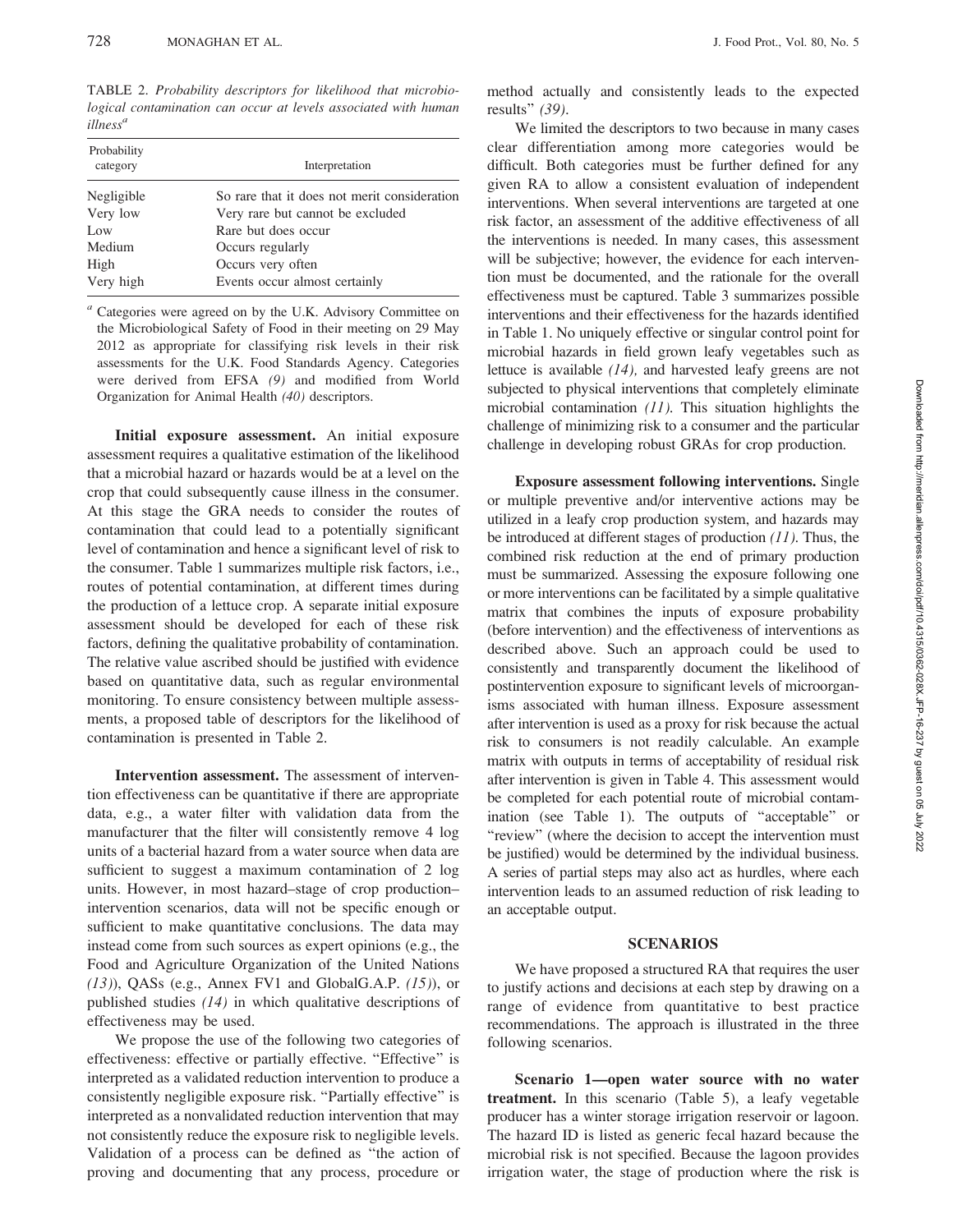TABLE 2. *Probability descriptors for likelihood that microbiological contamination can occur at levels associated with human illness*[a]

| Probability category | Interpretation |
|---|---|
| Negligible | So rare that it does not merit consideration |
| Very low | Very rare but cannot be excluded |
| Low | Rare but does occur |
| Medium | Occurs regularly |
| High | Occurs very often |
| Very high | Events occur almost certainly |

[a] Categories were agreed on by the U.K. Advisory Committee on the Microbiological Safety of Food in their meeting on 29 May 2012 as appropriate for classifying risk levels in their risk assessments for the U.K. Food Standards Agency. Categories were derived from EFSA *(9)* and modified from World Organization for Animal Health *(40)* descriptors.

**Initial exposure assessment.** An initial exposure assessment requires a qualitative estimation of the likelihood that a microbial hazard or hazards would be at a level on the crop that could subsequently cause illness in the consumer. At this stage the GRA needs to consider the routes of contamination that could lead to a potentially significant level of contamination and hence a significant level of risk to the consumer. Table 1 summarizes multiple risk factors, i.e., routes of potential contamination, at different times during the production of a lettuce crop. A separate initial exposure assessment should be developed for each of these risk factors, defining the qualitative probability of contamination. The relative value ascribed should be justified with evidence based on quantitative data, such as regular environmental monitoring. To ensure consistency between multiple assessments, a proposed table of descriptors for the likelihood of contamination is presented in Table 2.

**Intervention assessment.** The assessment of intervention effectiveness can be quantitative if there are appropriate data, e.g., a water filter with validation data from the manufacturer that the filter will consistently remove 4 log units of a bacterial hazard from a water source when data are sufficient to suggest a maximum contamination of 2 log units. However, in most hazard–stage of crop production–intervention scenarios, data will not be specific enough or sufficient to make quantitative conclusions. The data may instead come from such sources as expert opinions (e.g., the Food and Agriculture Organization of the United Nations *(13)*), QASs (e.g., Annex FV1 and GlobalG.A.P. *(15)*), or published studies *(14)* in which qualitative descriptions of effectiveness may be used.

We propose the use of the following two categories of effectiveness: effective or partially effective. "Effective" is interpreted as a validated reduction intervention to produce a consistently negligible exposure risk. "Partially effective" is interpreted as a nonvalidated reduction intervention that may not consistently reduce the exposure risk to negligible levels. Validation of a process can be defined as "the action of proving and documenting that any process, procedure or method actually and consistently leads to the expected results" *(39)*.

We limited the descriptors to two because in many cases clear differentiation among more categories would be difficult. Both categories must be further defined for any given RA to allow a consistent evaluation of independent interventions. When several interventions are targeted at one risk factor, an assessment of the additive effectiveness of all the interventions is needed. In many cases, this assessment will be subjective; however, the evidence for each intervention must be documented, and the rationale for the overall effectiveness must be captured. Table 3 summarizes possible interventions and their effectiveness for the hazards identified in Table 1. No uniquely effective or singular control point for microbial hazards in field grown leafy vegetables such as lettuce is available *(14)*, and harvested leafy greens are not subjected to physical interventions that completely eliminate microbial contamination *(11)*. This situation highlights the challenge of minimizing risk to a consumer and the particular challenge in developing robust GRAs for crop production.

**Exposure assessment following interventions.** Single or multiple preventive and/or interventive actions may be utilized in a leafy crop production system, and hazards may be introduced at different stages of production *(11)*. Thus, the combined risk reduction at the end of primary production must be summarized. Assessing the exposure following one or more interventions can be facilitated by a simple qualitative matrix that combines the inputs of exposure probability (before intervention) and the effectiveness of interventions as described above. Such an approach could be used to consistently and transparently document the likelihood of postintervention exposure to significant levels of microorganisms associated with human illness. Exposure assessment after intervention is used as a proxy for risk because the actual risk to consumers is not readily calculable. An example matrix with outputs in terms of acceptability of residual risk after intervention is given in Table 4. This assessment would be completed for each potential route of microbial contamination (see Table 1). The outputs of "acceptable" or "review" (where the decision to accept the intervention must be justified) would be determined by the individual business. A series of partial steps may also act as hurdles, where each intervention leads to an assumed reduction of risk leading to an acceptable output.

## SCENARIOS

We have proposed a structured RA that requires the user to justify actions and decisions at each step by drawing on a range of evidence from quantitative to best practice recommendations. The approach is illustrated in the three following scenarios.

**Scenario 1—open water source with no water treatment.** In this scenario (Table 5), a leafy vegetable producer has a winter storage irrigation reservoir or lagoon. The hazard ID is listed as generic fecal hazard because the microbial risk is not specified. Because the lagoon provides irrigation water, the stage of production where the risk is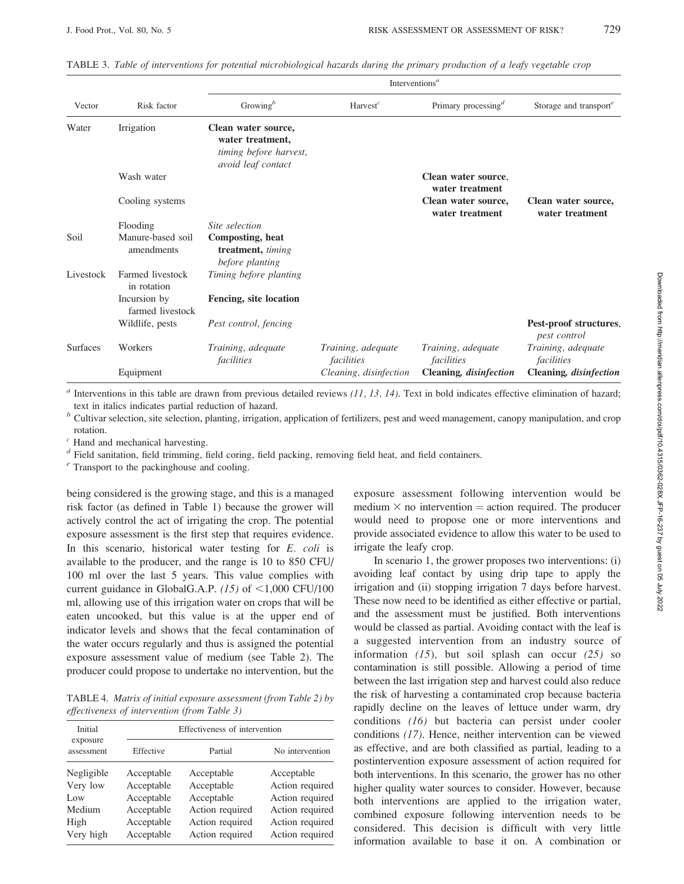TABLE 3. *Table of interventions for potential microbiological hazards during the primary production of a leafy vegetable crop*

| Vector | Risk factor | Interventions[a] | | | |
|---|---|---|---|---|---|
| | | Growing[b] | Harvest[c] | Primary processing[d] | Storage and transport[e] |
| Water | Irrigation | **Clean water source, water treatment,** *timing before harvest, avoid leaf contact* | | | |
| | Wash water | | | **Clean water source, water treatment** | |
| | Cooling systems | | | **Clean water source, water treatment** | **Clean water source, water treatment** |
| | Flooding | *Site selection* | | | |
| Soil | Manure-based soil amendments | **Composting, heat treatment,** *timing before planting* | | | |
| Livestock | Farmed livestock in rotation | *Timing before planting* | | | |
| | Incursion by farmed livestock | **Fencing, site location** | | | |
| | Wildlife, pests | *Pest control, fencing* | | | **Pest-proof structures,** *pest control* |
| Surfaces | Workers | *Training, adequate facilities* | *Training, adequate facilities* | *Training, adequate facilities* | *Training, adequate facilities* |
| | Equipment | | *Cleaning, disinfection* | **Cleaning,** *disinfection* | **Cleaning,** *disinfection* |

[a] Interventions in this table are drawn from previous detailed reviews *(11, 13, 14)*. Text in bold indicates effective elimination of hazard; text in italics indicates partial reduction of hazard.
[b] Cultivar selection, site selection, planting, irrigation, application of fertilizers, pest and weed management, canopy manipulation, and crop rotation.
[c] Hand and mechanical harvesting.
[d] Field sanitation, field trimming, field coring, field packing, removing field heat, and field containers.
[e] Transport to the packinghouse and cooling.

being considered is the growing stage, and this is a managed risk factor (as defined in Table 1) because the grower will actively control the act of irrigating the crop. The potential exposure assessment is the first step that requires evidence. In this scenario, historical water testing for *E. coli* is available to the producer, and the range is 10 to 850 CFU/100 ml over the last 5 years. This value complies with current guidance in GlobalG.A.P. *(15)* of <1,000 CFU/100 ml, allowing use of this irrigation water on crops that will be eaten uncooked, but this value is at the upper end of indicator levels and shows that the fecal contamination of the water occurs regularly and thus is assigned the potential exposure assessment value of medium (see Table 2). The producer could propose to undertake no intervention, but the exposure assessment following intervention would be medium $\times$ no intervention = action required. The producer would need to propose one or more interventions and provide associated evidence to allow this water to be used to irrigate the leafy crop.

TABLE 4. *Matrix of initial exposure assessment (from Table 2) by effectiveness of intervention (from Table 3)*

| Initial exposure assessment | Effectiveness of intervention | | |
|---|---|---|---|
| | Effective | Partial | No intervention |
| Negligible | Acceptable | Acceptable | Acceptable |
| Very low | Acceptable | Acceptable | Action required |
| Low | Acceptable | Acceptable | Action required |
| Medium | Acceptable | Action required | Action required |
| High | Acceptable | Action required | Action required |
| Very high | Acceptable | Action required | Action required |

In scenario 1, the grower proposes two interventions: (i) avoiding leaf contact by using drip tape to apply the irrigation and (ii) stopping irrigation 7 days before harvest. These now need to be identified as either effective or partial, and the assessment must be justified. Both interventions would be classed as partial. Avoiding contact with the leaf is a suggested intervention from an industry source of information *(15)*, but soil splash can occur *(25)* so contamination is still possible. Allowing a period of time between the last irrigation step and harvest could also reduce the risk of harvesting a contaminated crop because bacteria rapidly decline on the leaves of lettuce under warm, dry conditions *(16)* but bacteria can persist under cooler conditions *(17)*. Hence, neither intervention can be viewed as effective, and are both classified as partial, leading to a postintervention exposure assessment of action required for both interventions. In this scenario, the grower has no other higher quality water sources to consider. However, because both interventions are applied to the irrigation water, combined exposure following intervention needs to be considered. This decision is difficult with very little information available to base it on. A combination or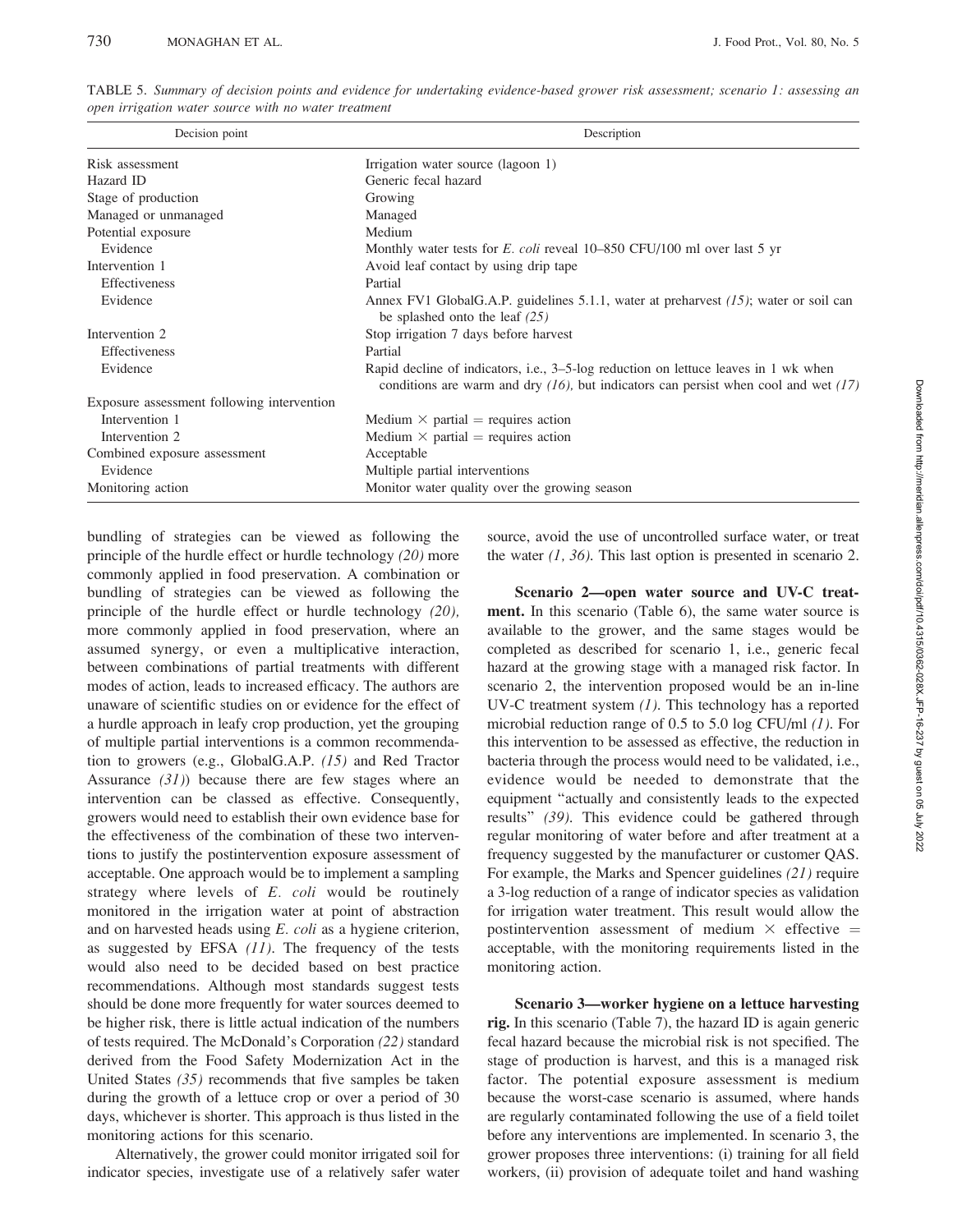TABLE 5. *Summary of decision points and evidence for undertaking evidence-based grower risk assessment; scenario 1: assessing an open irrigation water source with no water treatment*

| Decision point | Description |
|---|---|
| Risk assessment | Irrigation water source (lagoon 1) |
| Hazard ID | Generic fecal hazard |
| Stage of production | Growing |
| Managed or unmanaged | Managed |
| Potential exposure | Medium |
| Evidence | Monthly water tests for *E. coli* reveal 10–850 CFU/100 ml over last 5 yr |
| Intervention 1 | Avoid leaf contact by using drip tape |
| Effectiveness | Partial |
| Evidence | Annex FV1 GlobalG.A.P. guidelines 5.1.1, water at preharvest *(15)*; water or soil can be splashed onto the leaf *(25)* |
| Intervention 2 | Stop irrigation 7 days before harvest |
| Effectiveness | Partial |
| Evidence | Rapid decline of indicators, i.e., 3–5-log reduction on lettuce leaves in 1 wk when conditions are warm and dry *(16)*, but indicators can persist when cool and wet *(17)* |
| Exposure assessment following intervention | |
| Intervention 1 | Medium × partial = requires action |
| Intervention 2 | Medium × partial = requires action |
| Combined exposure assessment | Acceptable |
| Evidence | Multiple partial interventions |
| Monitoring action | Monitor water quality over the growing season |

bundling of strategies can be viewed as following the principle of the hurdle effect or hurdle technology *(20)* more commonly applied in food preservation. A combination or bundling of strategies can be viewed as following the principle of the hurdle effect or hurdle technology *(20),* more commonly applied in food preservation, where an assumed synergy, or even a multiplicative interaction, between combinations of partial treatments with different modes of action, leads to increased efficacy. The authors are unaware of scientific studies on or evidence for the effect of a hurdle approach in leafy crop production, yet the grouping of multiple partial interventions is a common recommendation to growers (e.g., GlobalG.A.P. *(15)* and Red Tractor Assurance *(31)*) because there are few stages where an intervention can be classed as effective. Consequently, growers would need to establish their own evidence base for the effectiveness of the combination of these two interventions to justify the postintervention exposure assessment of acceptable. One approach would be to implement a sampling strategy where levels of *E. coli* would be routinely monitored in the irrigation water at point of abstraction and on harvested heads using *E. coli* as a hygiene criterion, as suggested by EFSA *(11)*. The frequency of the tests would also need to be decided based on best practice recommendations. Although most standards suggest tests should be done more frequently for water sources deemed to be higher risk, there is little actual indication of the numbers of tests required. The McDonald's Corporation *(22)* standard derived from the Food Safety Modernization Act in the United States *(35)* recommends that five samples be taken during the growth of a lettuce crop or over a period of 30 days, whichever is shorter. This approach is thus listed in the monitoring actions for this scenario.

Alternatively, the grower could monitor irrigated soil for indicator species, investigate use of a relatively safer water source, avoid the use of uncontrolled surface water, or treat the water *(1, 36)*. This last option is presented in scenario 2.

**Scenario 2—open water source and UV-C treatment.** In this scenario (Table 6), the same water source is available to the grower, and the same stages would be completed as described for scenario 1, i.e., generic fecal hazard at the growing stage with a managed risk factor. In scenario 2, the intervention proposed would be an in-line UV-C treatment system *(1)*. This technology has a reported microbial reduction range of 0.5 to 5.0 log CFU/ml *(1)*. For this intervention to be assessed as effective, the reduction in bacteria through the process would need to be validated, i.e., evidence would be needed to demonstrate that the equipment "actually and consistently leads to the expected results" *(39)*. This evidence could be gathered through regular monitoring of water before and after treatment at a frequency suggested by the manufacturer or customer QAS. For example, the Marks and Spencer guidelines *(21)* require a 3-log reduction of a range of indicator species as validation for irrigation water treatment. This result would allow the postintervention assessment of medium × effective = acceptable, with the monitoring requirements listed in the monitoring action.

**Scenario 3—worker hygiene on a lettuce harvesting rig.** In this scenario (Table 7), the hazard ID is again generic fecal hazard because the microbial risk is not specified. The stage of production is harvest, and this is a managed risk factor. The potential exposure assessment is medium because the worst-case scenario is assumed, where hands are regularly contaminated following the use of a field toilet before any interventions are implemented. In scenario 3, the grower proposes three interventions: (i) training for all field workers, (ii) provision of adequate toilet and hand washing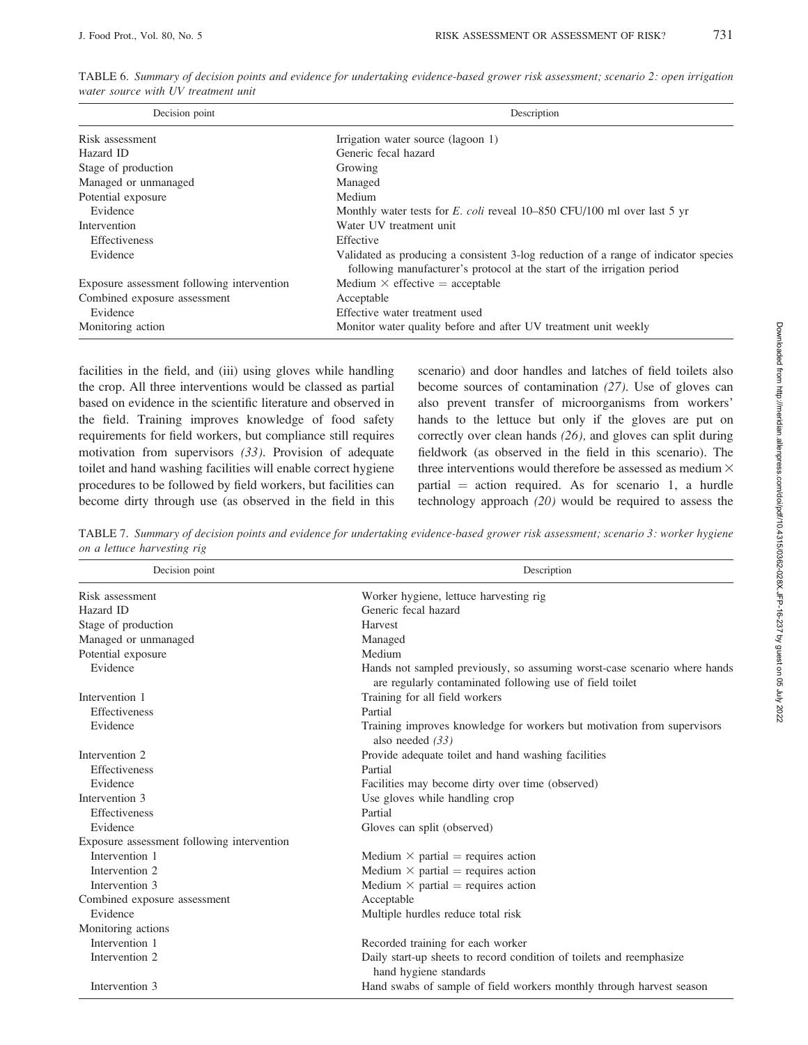TABLE 6. *Summary of decision points and evidence for undertaking evidence-based grower risk assessment; scenario 2: open irrigation water source with UV treatment unit*

| Decision point | Description |
|---|---|
| Risk assessment | Irrigation water source (lagoon 1) |
| Hazard ID | Generic fecal hazard |
| Stage of production | Growing |
| Managed or unmanaged | Managed |
| Potential exposure | Medium |
| Evidence | Monthly water tests for *E. coli* reveal 10–850 CFU/100 ml over last 5 yr |
| Intervention | Water UV treatment unit |
| Effectiveness | Effective |
| Evidence | Validated as producing a consistent 3-log reduction of a range of indicator species following manufacturer's protocol at the start of the irrigation period |
| Exposure assessment following intervention | Medium × effective = acceptable |
| Combined exposure assessment | Acceptable |
| Evidence | Effective water treatment used |
| Monitoring action | Monitor water quality before and after UV treatment unit weekly |

facilities in the field, and (iii) using gloves while handling the crop. All three interventions would be classed as partial based on evidence in the scientific literature and observed in the field. Training improves knowledge of food safety requirements for field workers, but compliance still requires motivation from supervisors *(33)*. Provision of adequate toilet and hand washing facilities will enable correct hygiene procedures to be followed by field workers, but facilities can become dirty through use (as observed in the field in this scenario) and door handles and latches of field toilets also become sources of contamination *(27)*. Use of gloves can also prevent transfer of microorganisms from workers' hands to the lettuce but only if the gloves are put on correctly over clean hands *(26)*, and gloves can split during fieldwork (as observed in the field in this scenario). The three interventions would therefore be assessed as medium × partial = action required. As for scenario 1, a hurdle technology approach *(20)* would be required to assess the

TABLE 7. *Summary of decision points and evidence for undertaking evidence-based grower risk assessment; scenario 3: worker hygiene on a lettuce harvesting rig*

| Decision point | Description |
|---|---|
| Risk assessment | Worker hygiene, lettuce harvesting rig |
| Hazard ID | Generic fecal hazard |
| Stage of production | Harvest |
| Managed or unmanaged | Managed |
| Potential exposure | Medium |
| Evidence | Hands not sampled previously, so assuming worst-case scenario where hands are regularly contaminated following use of field toilet |
| Intervention 1 | Training for all field workers |
| Effectiveness | Partial |
| Evidence | Training improves knowledge for workers but motivation from supervisors also needed *(33)* |
| Intervention 2 | Provide adequate toilet and hand washing facilities |
| Effectiveness | Partial |
| Evidence | Facilities may become dirty over time (observed) |
| Intervention 3 | Use gloves while handling crop |
| Effectiveness | Partial |
| Evidence | Gloves can split (observed) |
| Exposure assessment following intervention | |
| Intervention 1 | Medium × partial = requires action |
| Intervention 2 | Medium × partial = requires action |
| Intervention 3 | Medium × partial = requires action |
| Combined exposure assessment | Acceptable |
| Evidence | Multiple hurdles reduce total risk |
| Monitoring actions | |
| Intervention 1 | Recorded training for each worker |
| Intervention 2 | Daily start-up sheets to record condition of toilets and reemphasize hand hygiene standards |
| Intervention 3 | Hand swabs of sample of field workers monthly through harvest season |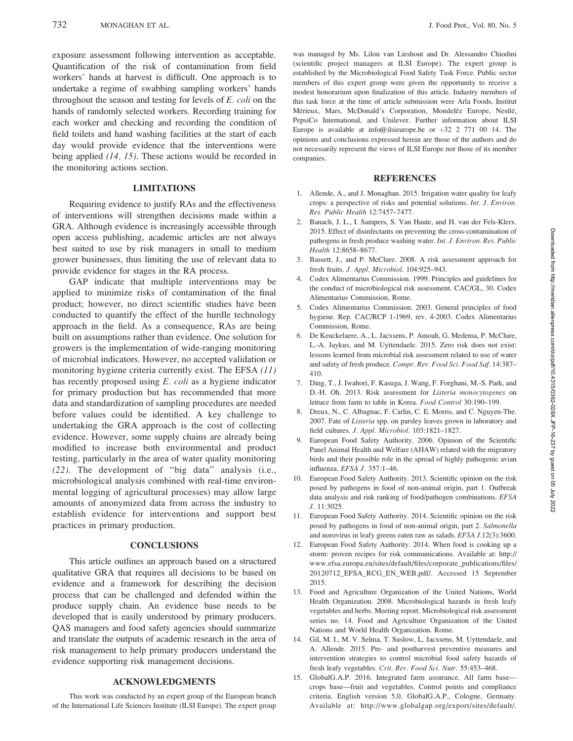exposure assessment following intervention as acceptable. Quantification of the risk of contamination from field workers' hands at harvest is difficult. One approach is to undertake a regime of swabbing sampling workers' hands throughout the season and testing for levels of *E. coli* on the hands of randomly selected workers. Recording training for each worker and checking and recording the condition of field toilets and hand washing facilities at the start of each day would provide evidence that the interventions were being applied *(14, 15)*. These actions would be recorded in the monitoring actions section.

## LIMITATIONS

Requiring evidence to justify RAs and the effectiveness of interventions will strengthen decisions made within a GRA. Although evidence is increasingly accessible through open access publishing, academic articles are not always best suited to use by risk managers in small to medium grower businesses, thus limiting the use of relevant data to provide evidence for stages in the RA process.

GAP indicate that multiple interventions may be applied to minimize risks of contamination of the final product; however, no direct scientific studies have been conducted to quantify the effect of the hurdle technology approach in the field. As a consequence, RAs are being built on assumptions rather than evidence. One solution for growers is the implementation of wide-ranging monitoring of microbial indicators. However, no accepted validation or monitoring hygiene criteria currently exist. The EFSA *(11)* has recently proposed using *E. coli* as a hygiene indicator for primary production but has recommended that more data and standardization of sampling procedures are needed before values could be identified. A key challenge to undertaking the GRA approach is the cost of collecting evidence. However, some supply chains are already being modified to increase both environmental and product testing, particularly in the area of water quality monitoring *(22)*. The development of "big data" analysis (i.e., microbiological analysis combined with real-time environmental logging of agricultural processes) may allow large amounts of anonymized data from across the industry to establish evidence for interventions and support best practices in primary production.

## CONCLUSIONS

This article outlines an approach based on a structured qualitative GRA that requires all decisions to be based on evidence and a framework for describing the decision process that can be challenged and defended within the produce supply chain. An evidence base needs to be developed that is easily understood by primary producers. QAS managers and food safety agencies should summarize and translate the outputs of academic research in the area of risk management to help primary producers understand the evidence supporting risk management decisions.

## ACKNOWLEDGMENTS

This work was conducted by an expert group of the European branch of the International Life Sciences Institute (ILSI Europe). The expert group was managed by Ms. Lilou van Lieshout and Dr. Alessandro Chiodini (scientific project managers at ILSI Europe). The expert group is established by the Microbiological Food Safety Task Force. Public sector members of this expert group were given the opportunity to receive a modest honorarium upon finalization of this article. Industry members of this task force at the time of article submission were Arla Foods, Institut Mérieux, Mars, McDonald's Corporation, Mondelēz Europe, Nestlé, PepsiCo International, and Unilever. Further information about ILSI Europe is available at info@ilsieurope.be or +32 2 771 00 14. The opinions and conclusions expressed herein are those of the authors and do not necessarily represent the views of ILSI Europe nor those of its member companies.

## REFERENCES

1. Allende, A., and J. Monaghan. 2015. Irrigation water quality for leafy crops: a perspective of risks and potential solutions. *Int. J. Environ. Res. Public Health* 12:7457–7477.
2. Banach, J. L., I. Sampers, S. Van Haute, and H. van der Fels-Klerx. 2015. Effect of disinfectants on preventing the cross-contamination of pathogens in fresh produce washing water. *Int. J. Environ. Res. Public Health* 12:8658–8677.
3. Bassett, J., and P. McClure. 2008. A risk assessment approach for fresh fruits. *J. Appl. Microbiol.* 104:925–943.
4. Codex Alimentarius Commission. 1999. Principles and guidelines for the conduct of microbiological risk assessment. CAC/GL, 30. Codex Alimentarius Commission, Rome.
5. Codex Alimentarius Commission. 2003. General principles of food hygiene. Rep. CAC/RCP 1-1969, rev. 4-2003. Codex Alimentarius Commission, Rome.
6. De Keuckelaere, A., L. Jacxsens, P. Amoah, G. Medema, P. McClure, L.-A. Jaykus, and M. Uyttendaele. 2015. Zero risk does not exist: lessons learned from microbial risk assessment related to use of water and safety of fresh produce. *Compr. Rev. Food Sci. Food Saf.* 14:387–410.
7. Ding, T., J. Iwahori, F. Kasuga, J. Wang, F. Forghani, M.-S. Park, and D.-H. Oh. 2013. Risk assessment for *Listeria monocytogenes* on lettuce from farm to table in Korea. *Food Control* 30:190–199.
8. Dreux, N., C. Albagnac, F. Carlin, C. E. Morris, and C. Nguyen-The. 2007. Fate of *Listeria* spp. on parsley leaves grown in laboratory and field cultures. *J. Appl. Microbiol.* 103:1821–1827.
9. European Food Safety Authority. 2006. Opinion of the Scientific Panel Animal Health and Welfare (AHAW) related with the migratory birds and their possible role in the spread of highly pathogenic avian influenza. *EFSA J.* 357:1–46.
10. European Food Safety Authority. 2013. Scientific opinion on the risk posed by pathogens in food of non-animal origin, part 1. Outbreak data analysis and risk ranking of food/pathogen combinations. *EFSA J.* 11:3025.
11. European Food Safety Authority. 2014. Scientific opinion on the risk posed by pathogens in food of non-animal origin, part 2. *Salmonella* and norovirus in leafy greens eaten raw as salads. *EFSA J.*12(3):3600.
12. European Food Safety Authority. 2014. When food is cooking up a storm: proven recipes for risk communications. Available at: http://www.efsa.europa.eu/sites/default/files/corporate_publications/files/20120712_EFSA_RCG_EN_WEB.pdf/. Accessed 15 September 2015.
13. Food and Agriculture Organization of the United Nations, World Health Organization. 2008. Microbiological hazards in fresh leafy vegetables and herbs. Meeting report. Microbiological risk assessment series no. 14. Food and Agriculture Organization of the United Nations and World Health Organization. Rome.
14. Gil, M. I., M. V. Selma, T. Suslow, L. Jacxsens, M. Uyttendaele, and A. Allende. 2015. Pre- and postharvest preventive measures and intervention strategies to control microbial food safety hazards of fresh leafy vegetables. *Crit. Rev. Food Sci. Nutr.* 55:453–468.
15. GlobalG.A.P. 2016. Integrated farm assurance. All farm base—crops base—fruit and vegetables. Control points and compliance criteria. English version 5.0. GlobalG.A.P., Cologne, Germany. Available at: http://www.globalgap.org/export/sites/default/.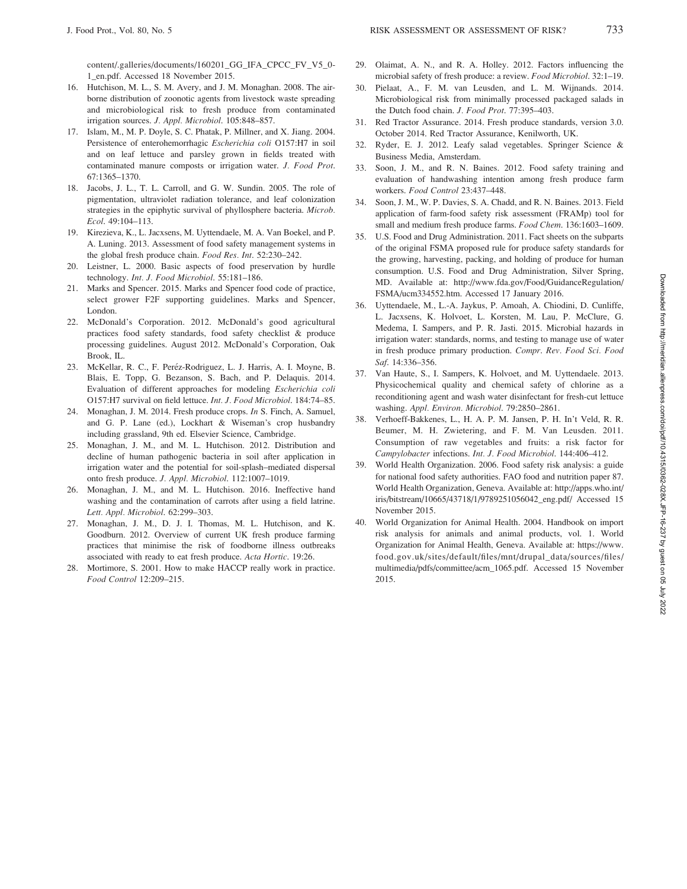content/.galleries/documents/160201_GG_IFA_CPCC_FV_V5_0-1_en.pdf. Accessed 18 November 2015.

16. Hutchison, M. L., S. M. Avery, and J. M. Monaghan. 2008. The airborne distribution of zoonotic agents from livestock waste spreading and microbiological risk to fresh produce from contaminated irrigation sources. *J. Appl. Microbiol*. 105:848–857.
17. Islam, M., M. P. Doyle, S. C. Phatak, P. Millner, and X. Jiang. 2004. Persistence of enterohemorrhagic *Escherichia coli* O157:H7 in soil and on leaf lettuce and parsley grown in fields treated with contaminated manure composts or irrigation water. *J. Food Prot*. 67:1365–1370.
18. Jacobs, J. L., T. L. Carroll, and G. W. Sundin. 2005. The role of pigmentation, ultraviolet radiation tolerance, and leaf colonization strategies in the epiphytic survival of phyllosphere bacteria. *Microb. Ecol*. 49:104–113.
19. Kirezieva, K., L. Jacxsens, M. Uyttendaele, M. A. Van Boekel, and P. A. Luning. 2013. Assessment of food safety management systems in the global fresh produce chain. *Food Res. Int*. 52:230–242.
20. Leistner, L. 2000. Basic aspects of food preservation by hurdle technology. *Int. J. Food Microbiol*. 55:181–186.
21. Marks and Spencer. 2015. Marks and Spencer food code of practice, select grower F2F supporting guidelines. Marks and Spencer, London.
22. McDonald's Corporation. 2012. McDonald's good agricultural practices food safety standards, food safety checklist & produce processing guidelines. August 2012. McDonald's Corporation, Oak Brook, IL.
23. McKellar, R. C., F. Peréz-Rodriguez, L. J. Harris, A. I. Moyne, B. Blais, E. Topp, G. Bezanson, S. Bach, and P. Delaquis. 2014. Evaluation of different approaches for modeling *Escherichia coli* O157:H7 survival on field lettuce. *Int. J. Food Microbiol*. 184:74–85.
24. Monaghan, J. M. 2014. Fresh produce crops. *In* S. Finch, A. Samuel, and G. P. Lane (ed.), Lockhart & Wiseman's crop husbandry including grassland, 9th ed. Elsevier Science, Cambridge.
25. Monaghan, J. M., and M. L. Hutchison. 2012. Distribution and decline of human pathogenic bacteria in soil after application in irrigation water and the potential for soil-splash–mediated dispersal onto fresh produce. *J. Appl. Microbiol*. 112:1007–1019.
26. Monaghan, J. M., and M. L. Hutchison. 2016. Ineffective hand washing and the contamination of carrots after using a field latrine. *Lett. Appl. Microbiol*. 62:299–303.
27. Monaghan, J. M., D. J. I. Thomas, M. L. Hutchison, and K. Goodburn. 2012. Overview of current UK fresh produce farming practices that minimise the risk of foodborne illness outbreaks associated with ready to eat fresh produce. *Acta Hortic*. 19:26.
28. Mortimore, S. 2001. How to make HACCP really work in practice. *Food Control* 12:209–215.
29. Olaimat, A. N., and R. A. Holley. 2012. Factors influencing the microbial safety of fresh produce: a review. *Food Microbiol*. 32:1–19.
30. Pielaat, A., F. M. van Leusden, and L. M. Wijnands. 2014. Microbiological risk from minimally processed packaged salads in the Dutch food chain. *J. Food Prot*. 77:395–403.
31. Red Tractor Assurance. 2014. Fresh produce standards, version 3.0. October 2014. Red Tractor Assurance, Kenilworth, UK.
32. Ryder, E. J. 2012. Leafy salad vegetables. Springer Science & Business Media, Amsterdam.
33. Soon, J. M., and R. N. Baines. 2012. Food safety training and evaluation of handwashing intention among fresh produce farm workers. *Food Control* 23:437–448.
34. Soon, J. M., W. P. Davies, S. A. Chadd, and R. N. Baines. 2013. Field application of farm-food safety risk assessment (FRAMp) tool for small and medium fresh produce farms. *Food Chem*. 136:1603–1609.
35. U.S. Food and Drug Administration. 2011. Fact sheets on the subparts of the original FSMA proposed rule for produce safety standards for the growing, harvesting, packing, and holding of produce for human consumption. U.S. Food and Drug Administration, Silver Spring, MD. Available at: http://www.fda.gov/Food/GuidanceRegulation/FSMA/ucm334552.htm. Accessed 17 January 2016.
36. Uyttendaele, M., L.-A. Jaykus, P. Amoah, A. Chiodini, D. Cunliffe, L. Jacxsens, K. Holvoet, L. Korsten, M. Lau, P. McClure, G. Medema, I. Sampers, and P. R. Jasti. 2015. Microbial hazards in irrigation water: standards, norms, and testing to manage use of water in fresh produce primary production. *Compr. Rev. Food Sci. Food Saf*. 14:336–356.
37. Van Haute, S., I. Sampers, K. Holvoet, and M. Uyttendaele. 2013. Physicochemical quality and chemical safety of chlorine as a reconditioning agent and wash water disinfectant for fresh-cut lettuce washing. *Appl. Environ. Microbiol*. 79:2850–2861.
38. Verhoeff-Bakkenes, L., H. A. P. M. Jansen, P. H. In't Veld, R. R. Beumer, M. H. Zwietering, and F. M. Van Leusden. 2011. Consumption of raw vegetables and fruits: a risk factor for *Campylobacter* infections. *Int. J. Food Microbiol*. 144:406–412.
39. World Health Organization. 2006. Food safety risk analysis: a guide for national food safety authorities. FAO food and nutrition paper 87. World Health Organization, Geneva. Available at: http://apps.who.int/iris/bitstream/10665/43718/1/9789251056042_eng.pdf/ Accessed 15 November 2015.
40. World Organization for Animal Health. 2004. Handbook on import risk analysis for animals and animal products, vol. 1. World Organization for Animal Health, Geneva. Available at: https://www.food.gov.uk/sites/default/files/mnt/drupal_data/sources/files/multimedia/pdfs/committee/acm_1065.pdf. Accessed 15 November 2015.